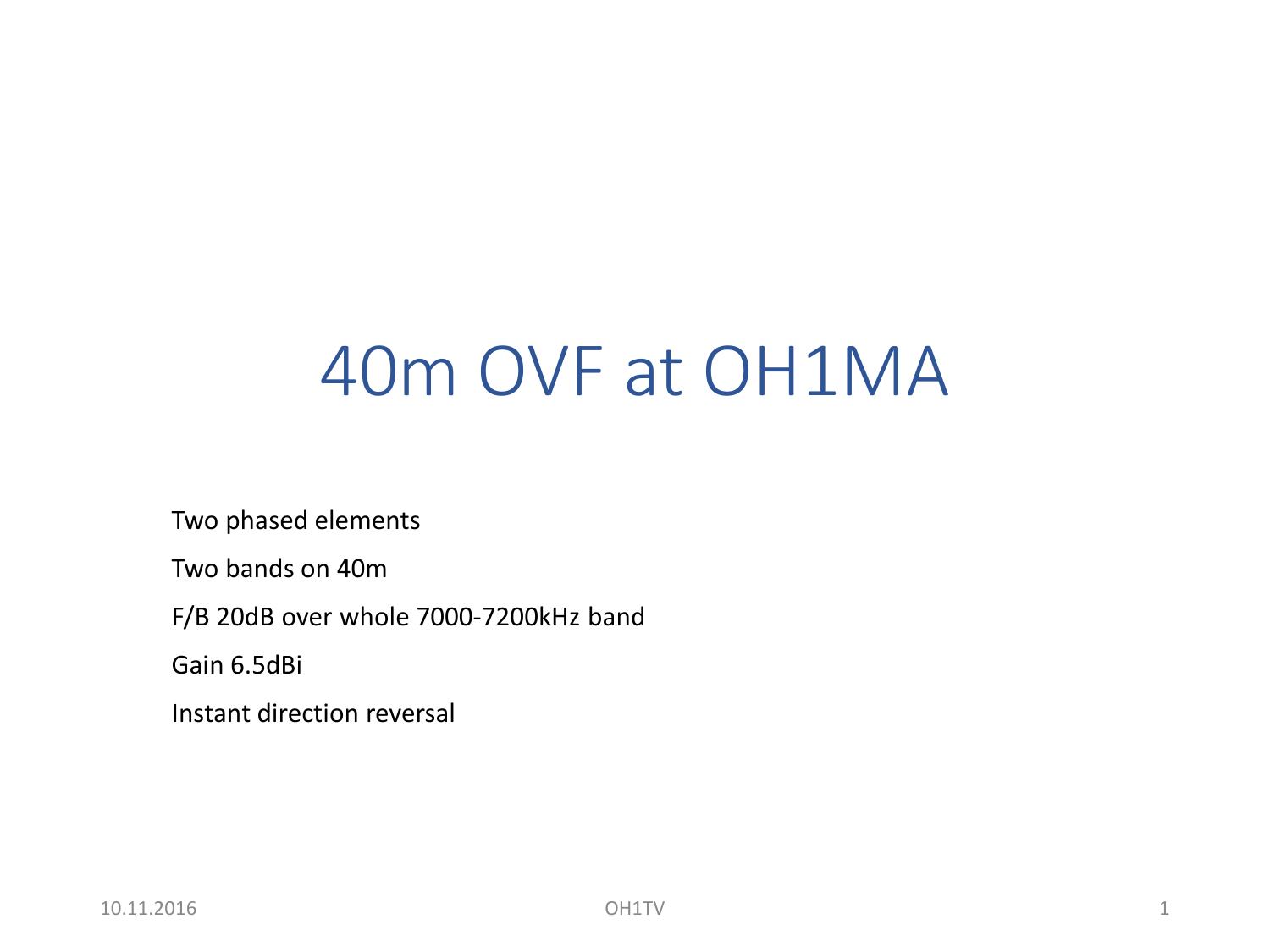# 40m OVF at OH1MA

Two phased elements

Two bands on 40m

F/B 20dB over whole 7000-7200kHz band

Gain 6.5dBi

Instant direction reversal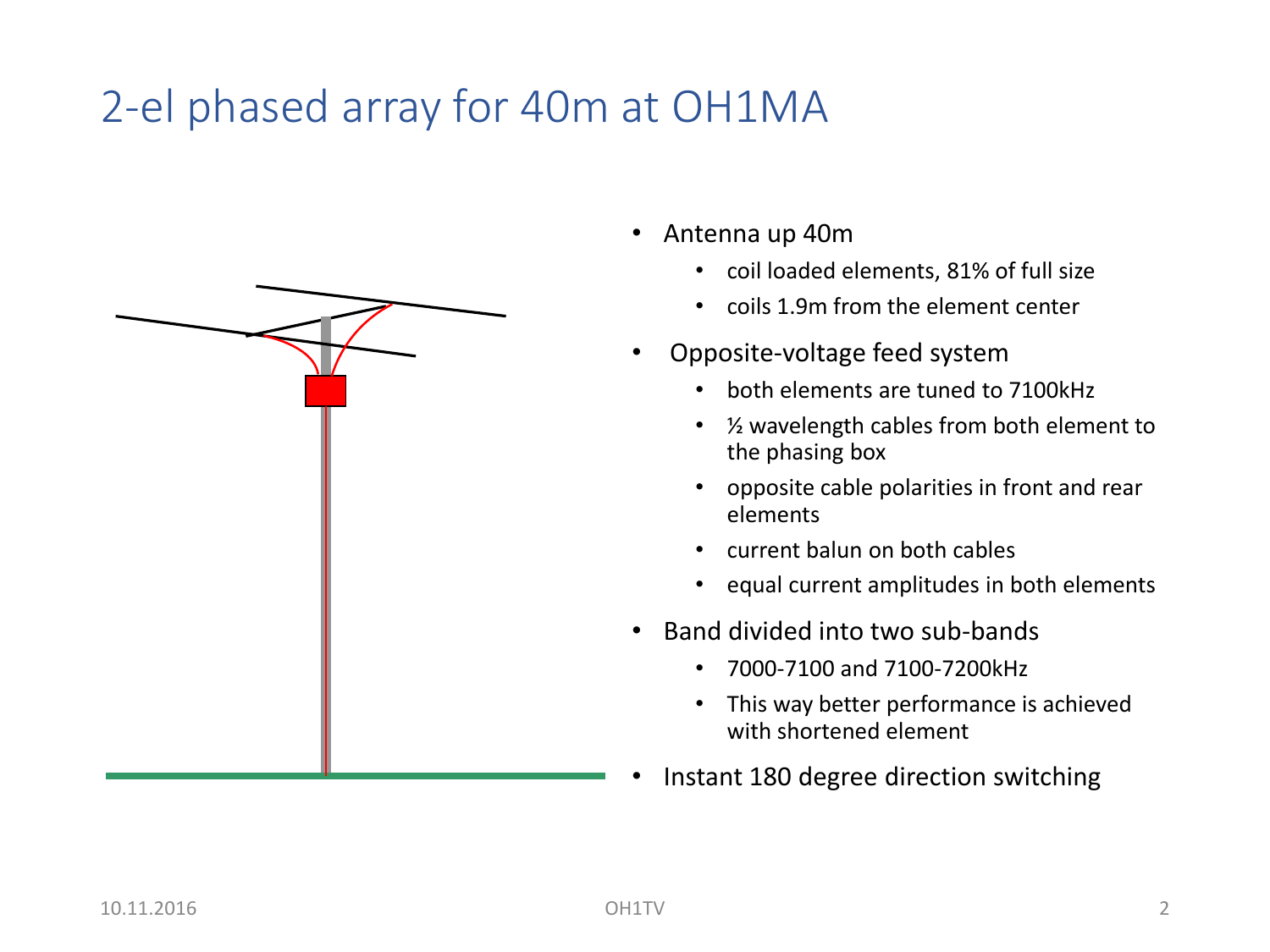# 2-el phased array for 40m at OH1MA

- Antenna up 40m
  - coil loaded elements, 81% of full size
  - coils 1.9m from the element center
- Opposite-voltage feed system
  - both elements are tuned to 7100kHz
  - ½ wavelength cables from both element to the phasing box
  - opposite cable polarities in front and rear elements
  - current balun on both cables
  - equal current amplitudes in both elements
- Band divided into two sub-bands
  - 7000-7100 and 7100-7200kHz
  - This way better performance is achieved with shortened element
- Instant 180 degree direction switching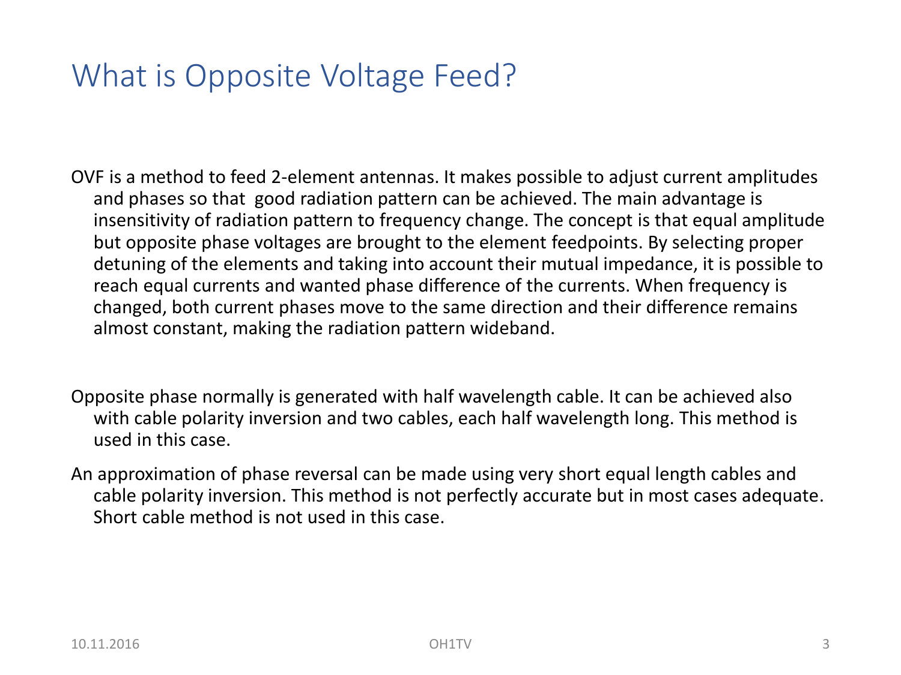# What is Opposite Voltage Feed?

OVF is a method to feed 2-element antennas. It makes possible to adjust current amplitudes and phases so that good radiation pattern can be achieved. The main advantage is insensitivity of radiation pattern to frequency change. The concept is that equal amplitude but opposite phase voltages are brought to the element feedpoints. By selecting proper detuning of the elements and taking into account their mutual impedance, it is possible to reach equal currents and wanted phase difference of the currents. When frequency is changed, both current phases move to the same direction and their difference remains almost constant, making the radiation pattern wideband.

Opposite phase normally is generated with half wavelength cable. It can be achieved also with cable polarity inversion and two cables, each half wavelength long. This method is used in this case.

An approximation of phase reversal can be made using very short equal length cables and cable polarity inversion. This method is not perfectly accurate but in most cases adequate. Short cable method is not used in this case.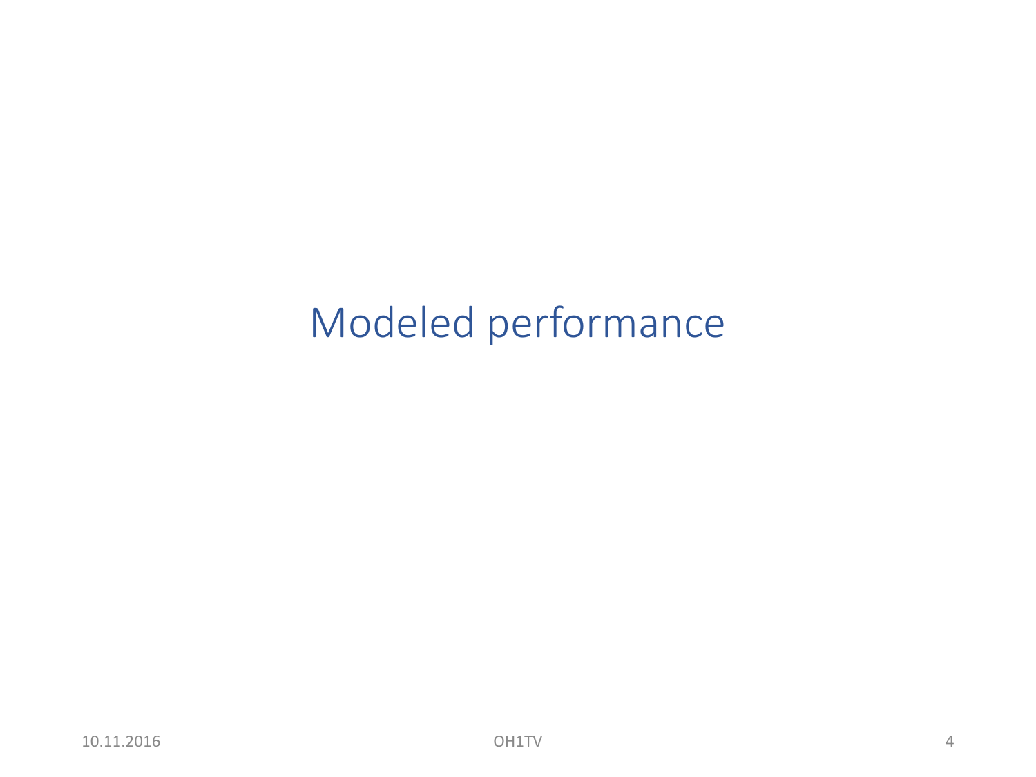# Modeled performance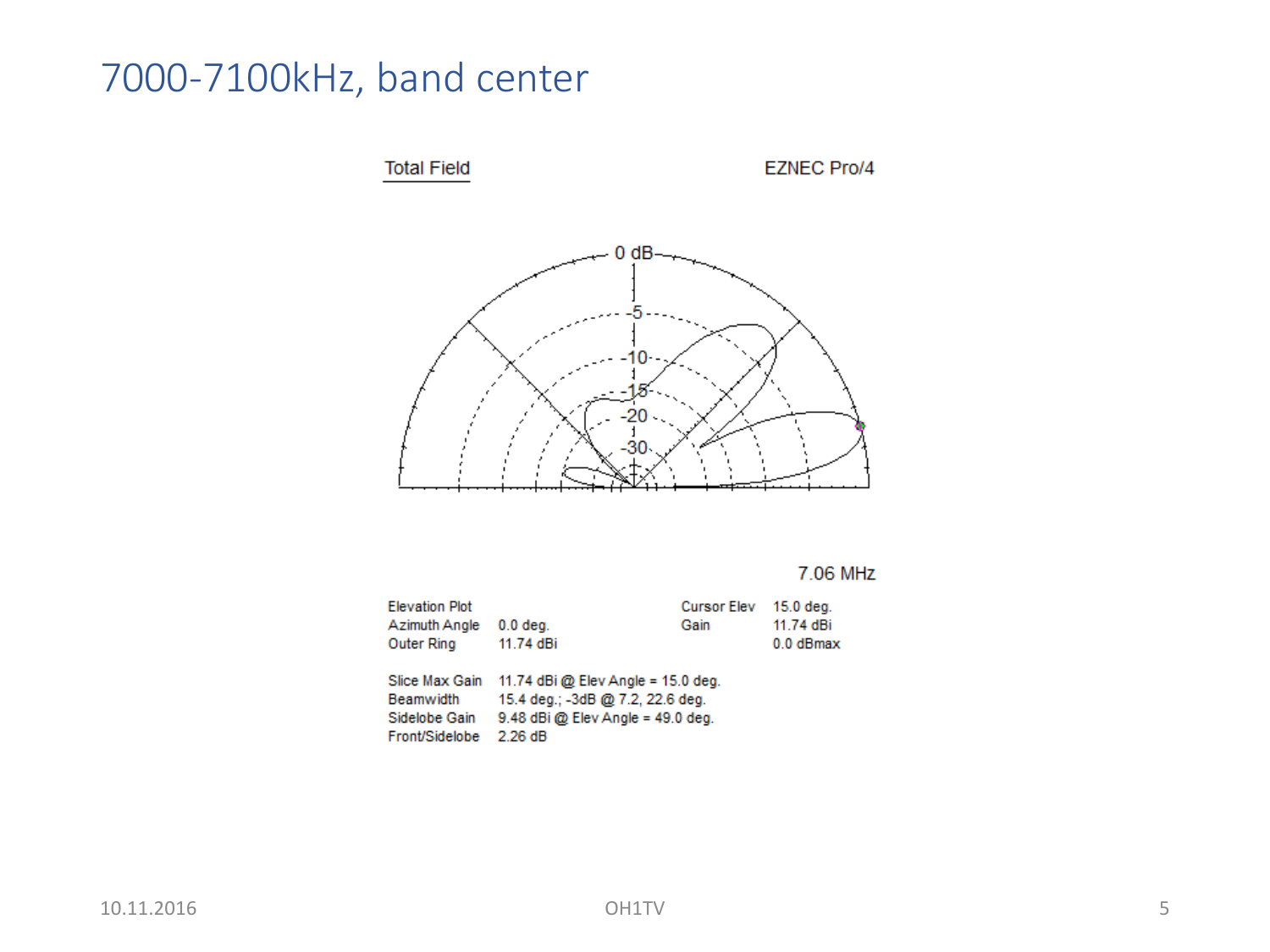# 7000-7100kHz, band center

Total Field

EZNEC Pro/4

7.06 MHz

| | | | |
|---|---|---|---|
| Elevation Plot | | Cursor Elev | 15.0 deg. |
| Azimuth Angle | 0.0 deg. | Gain | 11.74 dBi |
| Outer Ring | 11.74 dBi | | 0.0 dBmax |

| | |
|---|---|
| Slice Max Gain | 11.74 dBi @ Elev Angle = 15.0 deg. |
| Beamwidth | 15.4 deg.; -3dB @ 7.2, 22.6 deg. |
| Sidelobe Gain | 9.48 dBi @ Elev Angle = 49.0 deg. |
| Front/Sidelobe | 2.26 dB |

10.11.2016

OH1TV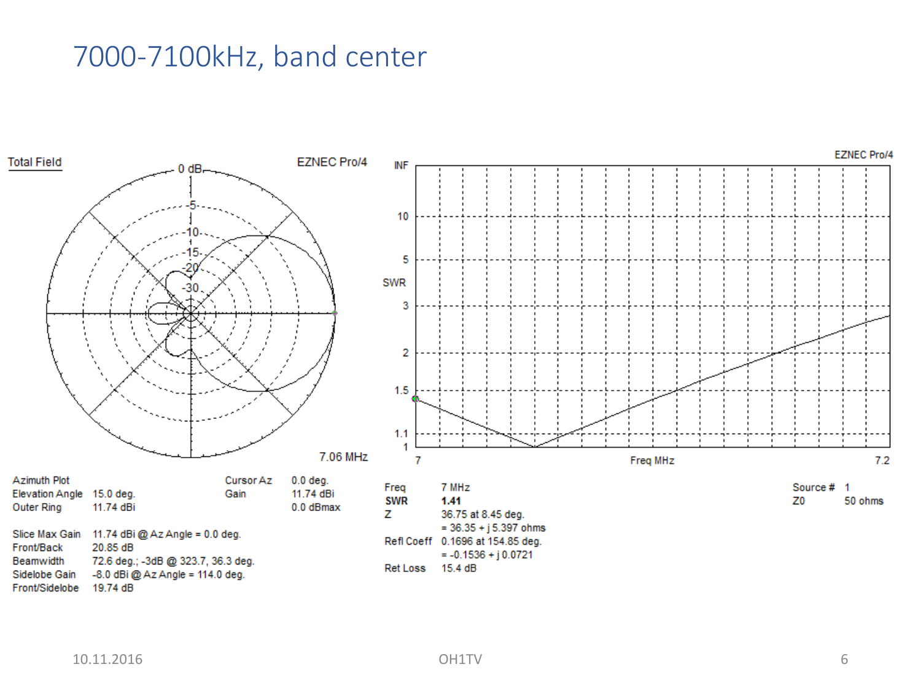# 7000-7100kHz, band center

Total Field — EZNEC Pro/4 — 7.06 MHz

| | | | |
|---|---|---|---|
| Azimuth Plot | | Cursor Az | 0.0 deg. |
| Elevation Angle | 15.0 deg. | Gain | 11.74 dBi |
| Outer Ring | 11.74 dBi | | 0.0 dBmax |

| | |
|---|---|
| Slice Max Gain | 11.74 dBi @ Az Angle = 0.0 deg. |
| Front/Back | 20.85 dB |
| Beamwidth | 72.6 deg.; -3dB @ 323.7, 36.3 deg. |
| Sidelobe Gain | -8.0 dBi @ Az Angle = 114.0 deg. |
| Front/Sidelobe | 19.74 dB |

EZNEC Pro/4 — SWR vs. Freq MHz (7 – 7.2)

| | |
|---|---|
| Freq | 7 MHz |
| **SWR** | **1.41** |
| Z | 36.75 at 8.45 deg. |
| | = 36.35 + j 5.397 ohms |
| Refl Coeff | 0.1696 at 154.85 deg. |
| | = -0.1536 + j 0.0721 |
| Ret Loss | 15.4 dB |

| | |
|---|---|
| Source # | 1 |
| Z0 | 50 ohms |

10.11.2016 OH1TV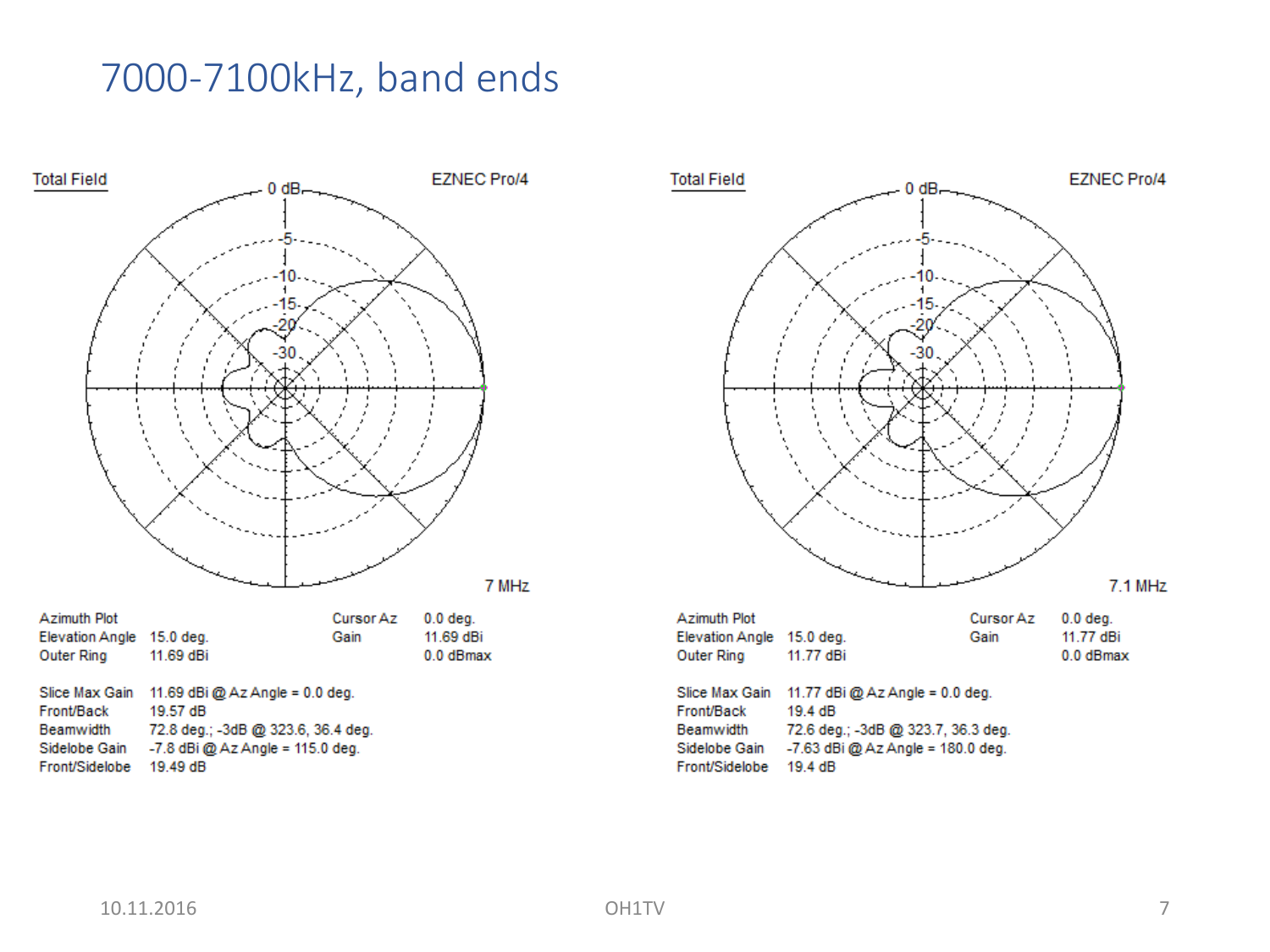# 7000-7100kHz, band ends

**7 MHz**

| Azimuth Plot | | Cursor Az | 0.0 deg. |
|---|---|---|---|
| Elevation Angle | 15.0 deg. | Gain | 11.69 dBi |
| Outer Ring | 11.69 dBi | | 0.0 dBmax |

| | |
|---|---|
| Slice Max Gain | 11.69 dBi @ Az Angle = 0.0 deg. |
| Front/Back | 19.57 dB |
| Beamwidth | 72.8 deg.; -3dB @ 323.6, 36.4 deg. |
| Sidelobe Gain | -7.8 dBi @ Az Angle = 115.0 deg. |
| Front/Sidelobe | 19.49 dB |

**7.1 MHz**

| Azimuth Plot | | Cursor Az | 0.0 deg. |
|---|---|---|---|
| Elevation Angle | 15.0 deg. | Gain | 11.77 dBi |
| Outer Ring | 11.77 dBi | | 0.0 dBmax |

| | |
|---|---|
| Slice Max Gain | 11.77 dBi @ Az Angle = 0.0 deg. |
| Front/Back | 19.4 dB |
| Beamwidth | 72.6 deg.; -3dB @ 323.7, 36.3 deg. |
| Sidelobe Gain | -7.63 dBi @ Az Angle = 180.0 deg. |
| Front/Sidelobe | 19.4 dB |

10.11.2016 OH1TV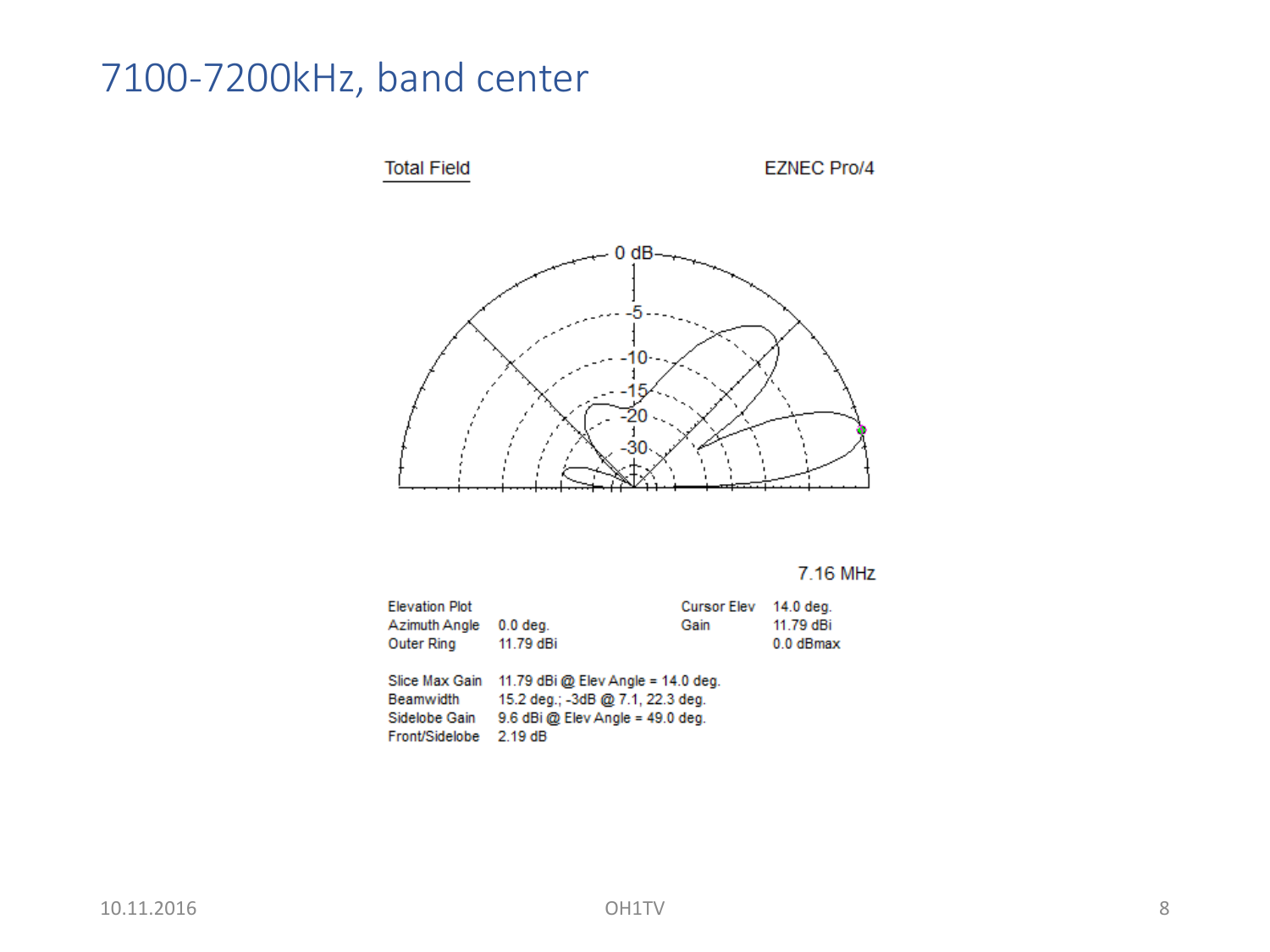# 7100-7200kHz, band center

Total Field EZNEC Pro/4

7.16 MHz

| Elevation Plot | | Cursor Elev | 14.0 deg. |
|---|---|---|---|
| Azimuth Angle | 0.0 deg. | Gain | 11.79 dBi |
| Outer Ring | 11.79 dBi | | 0.0 dBmax |

| | |
|---|---|
| Slice Max Gain | 11.79 dBi @ Elev Angle = 14.0 deg. |
| Beamwidth | 15.2 deg.; -3dB @ 7.1, 22.3 deg. |
| Sidelobe Gain | 9.6 dBi @ Elev Angle = 49.0 deg. |
| Front/Sidelobe | 2.19 dB |

10.11.2016 OH1TV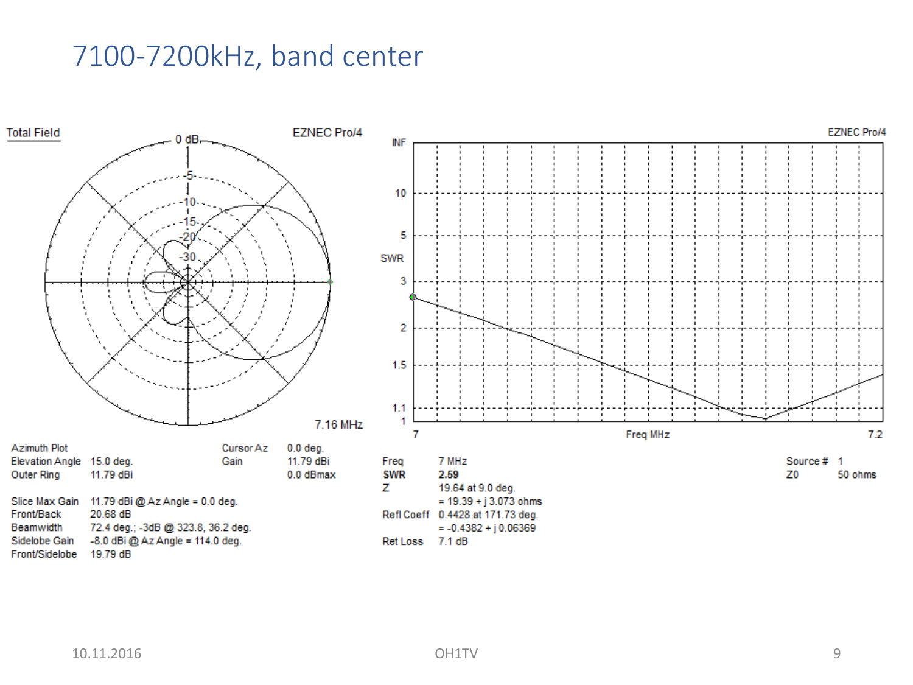# 7100-7200kHz, band center

Total Field — EZNEC Pro/4 — 7.16 MHz

| Azimuth Plot | | Cursor Az | 0.0 deg. |
|---|---|---|---|
| Elevation Angle | 15.0 deg. | Gain | 11.79 dBi |
| Outer Ring | 11.79 dBi | | 0.0 dBmax |

| | |
|---|---|
| Slice Max Gain | 11.79 dBi @ Az Angle = 0.0 deg. |
| Front/Back | 20.68 dB |
| Beamwidth | 72.4 deg.; -3dB @ 323.8, 36.2 deg. |
| Sidelobe Gain | -8.0 dBi @ Az Angle = 114.0 deg. |
| Front/Sidelobe | 19.79 dB |

EZNEC Pro/4 — SWR vs. Freq MHz (7 – 7.2)

| | | | |
|---|---|---|---|
| Freq | 7 MHz | Source # | 1 |
| **SWR** | **2.59** | Z0 | 50 ohms |
| Z | 19.64 at 9.0 deg. | | |
| | = 19.39 + j 3.073 ohms | | |
| Refl Coeff | 0.4428 at 171.73 deg. | | |
| | = -0.4382 + j 0.06369 | | |
| Ret Loss | 7.1 dB | | |

10.11.2016 — OH1TV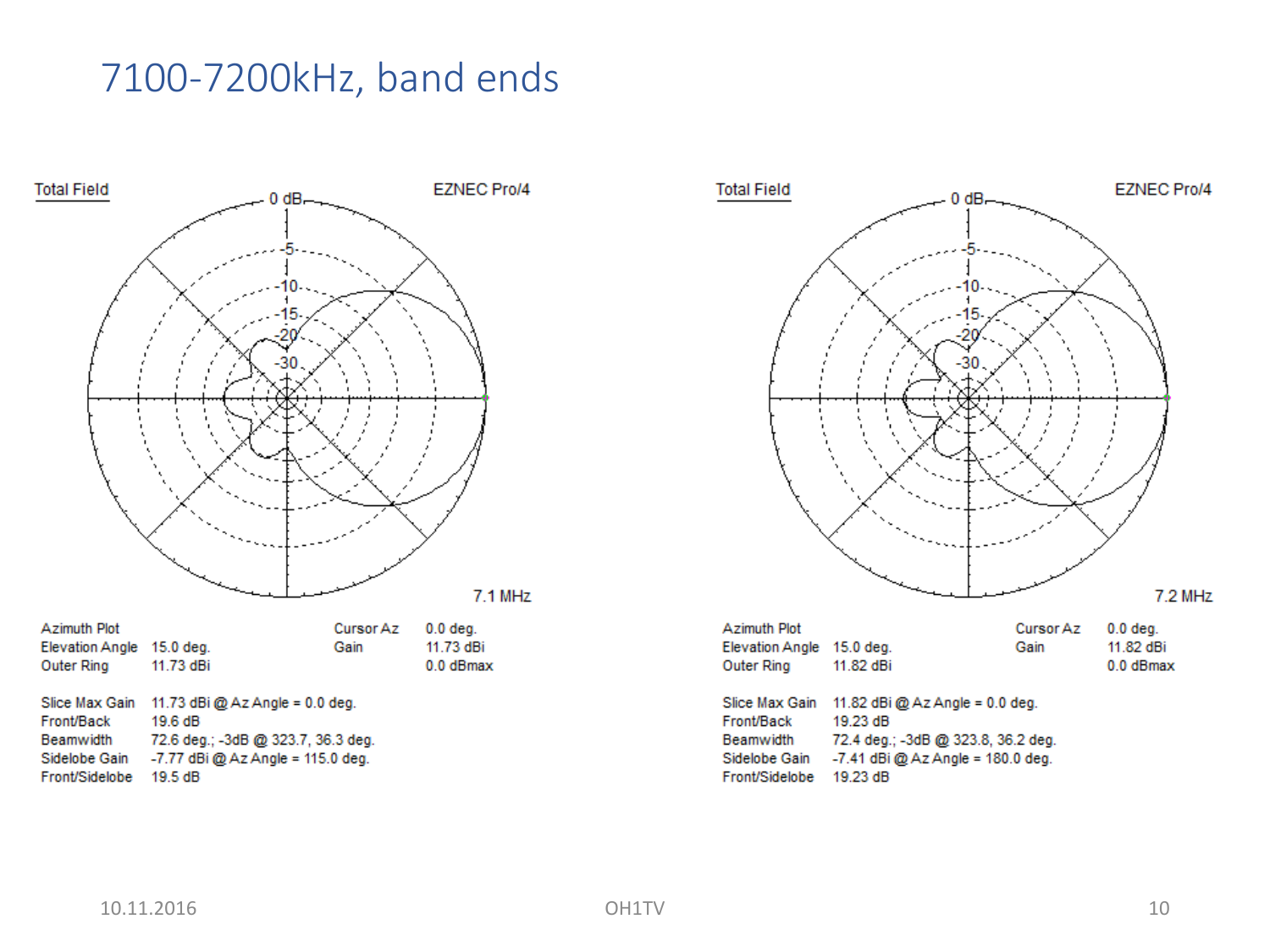# 7100-7200kHz, band ends

**7.1 MHz** (EZNEC Pro/4, Total Field)

| Azimuth Plot | | Cursor Az | 0.0 deg. |
|---|---|---|---|
| Elevation Angle | 15.0 deg. | Gain | 11.73 dBi |
| Outer Ring | 11.73 dBi | | 0.0 dBmax |

| | |
|---|---|
| Slice Max Gain | 11.73 dBi @ Az Angle = 0.0 deg. |
| Front/Back | 19.6 dB |
| Beamwidth | 72.6 deg.; -3dB @ 323.7, 36.3 deg. |
| Sidelobe Gain | -7.77 dBi @ Az Angle = 115.0 deg. |
| Front/Sidelobe | 19.5 dB |

**7.2 MHz** (EZNEC Pro/4, Total Field)

| Azimuth Plot | | Cursor Az | 0.0 deg. |
|---|---|---|---|
| Elevation Angle | 15.0 deg. | Gain | 11.82 dBi |
| Outer Ring | 11.82 dBi | | 0.0 dBmax |

| | |
|---|---|
| Slice Max Gain | 11.82 dBi @ Az Angle = 0.0 deg. |
| Front/Back | 19.23 dB |
| Beamwidth | 72.4 deg.; -3dB @ 323.8, 36.2 deg. |
| Sidelobe Gain | -7.41 dBi @ Az Angle = 180.0 deg. |
| Front/Sidelobe | 19.23 dB |

10.11.2016 OH1TV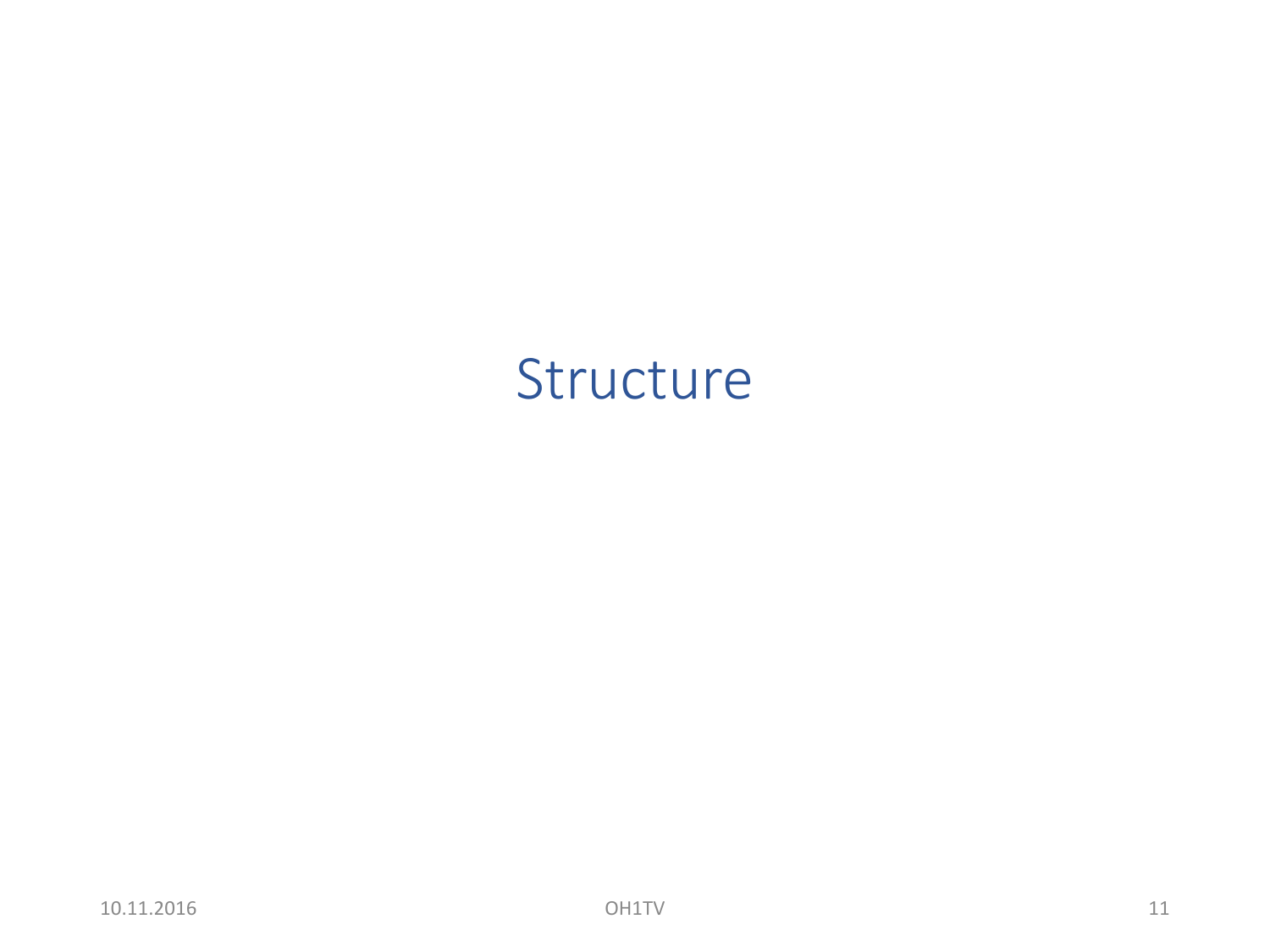# Structure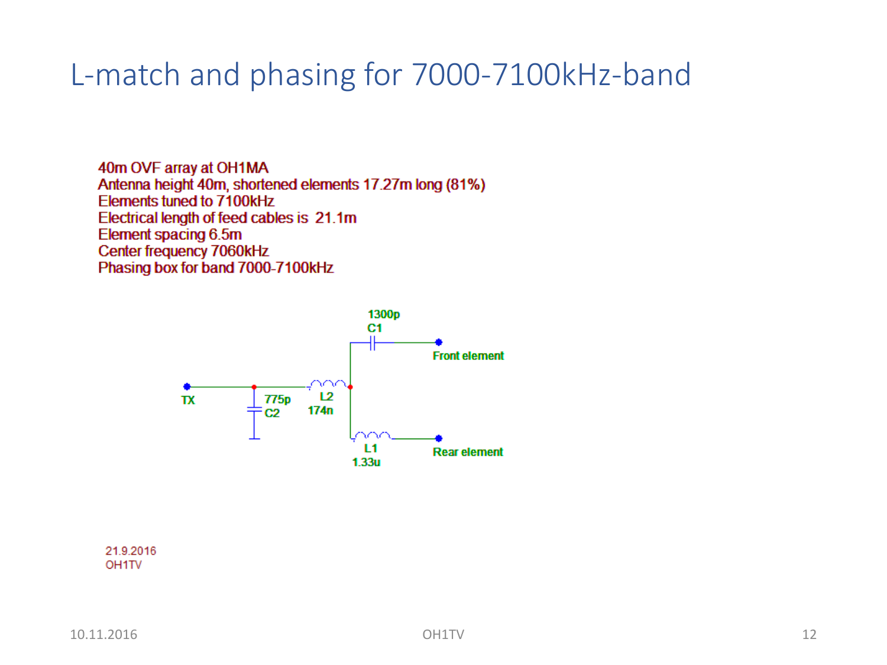# L-match and phasing for 7000-7100kHz-band

40m OVF array at OH1MA
Antenna height 40m, shortened elements 17.27m long (81%)
Elements tuned to 7100kHz
Electrical length of feed cables is 21.1m
Element spacing 6.5m
Center frequency 7060kHz
Phasing box for band 7000-7100kHz

TX

C2 775p

L2 174n

C1 1300p

Front element

L1 1.33u

Rear element

21.9.2016
OH1TV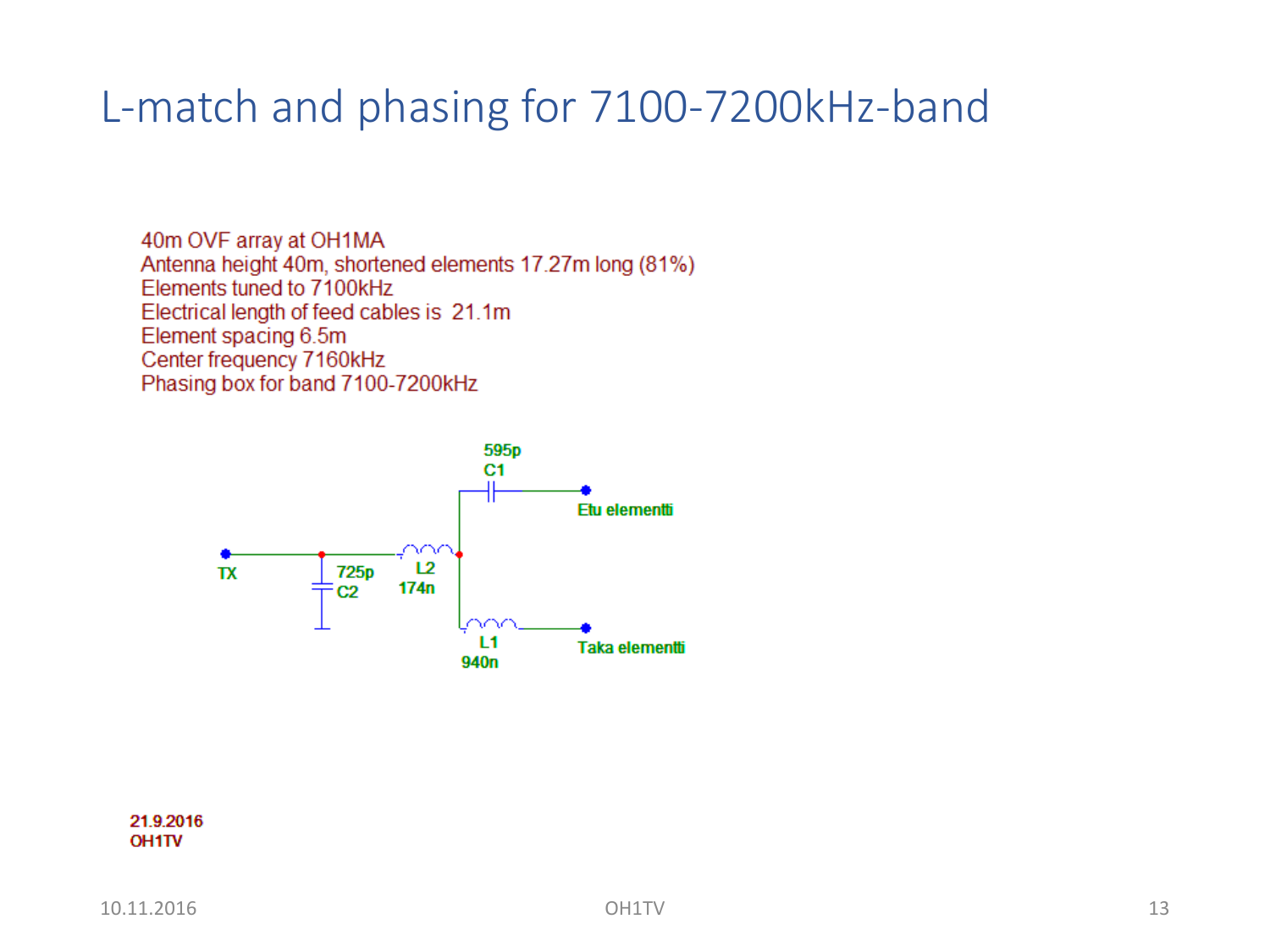# L-match and phasing for 7100-7200kHz-band

40m OVF array at OH1MA
Antenna height 40m, shortened elements 17.27m long (81%)
Elements tuned to 7100kHz
Electrical length of feed cables is 21.1m
Element spacing 6.5m
Center frequency 7160kHz
Phasing box for band 7100-7200kHz

595p
C1

Etu elementti

TX

725p
C2

L2
174n

L1
940n

Taka elementti

21.9.2016
OH1TV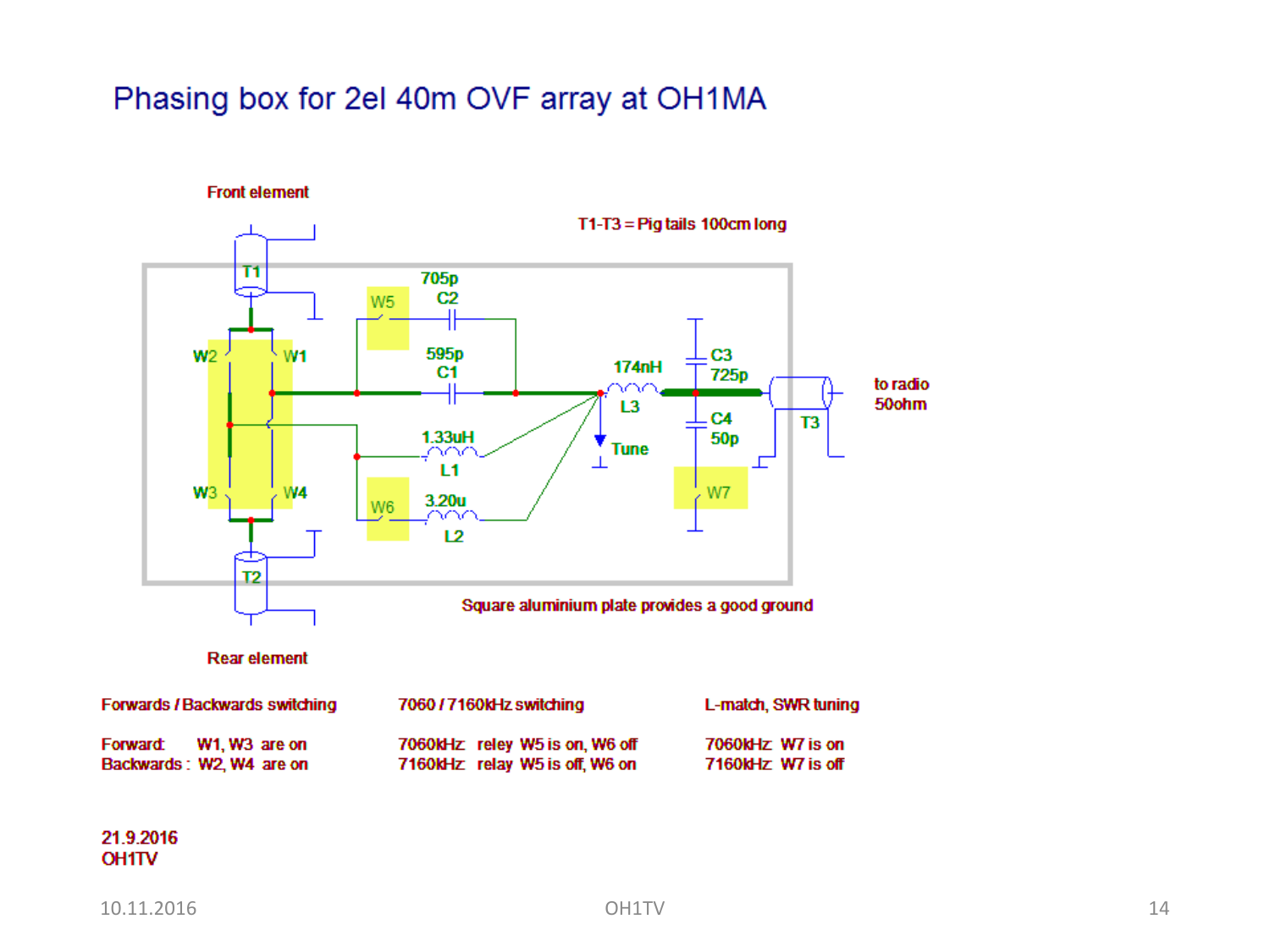# Phasing box for 2el 40m OVF array at OH1MA

Front element

T1-T3 = Pig tails 100cm long

T1, W5, 705p C2, W2, W1, 595p C1, 174nH L3, C3 725p, 1.33uH L1, Tune, C4 50p, T3, to radio 50ohm, W3, W4, W6, 3.20u L2, W7, T2

Square aluminium plate provides a good ground

Rear element

| Forwards / Backwards switching | 7060 / 7160kHz switching | L-match, SWR tuning |
|---|---|---|
| Forward: W1, W3 are on | 7060kHz relay W5 is on, W6 off | 7060kHz W7 is on |
| Backwards : W2, W4 are on | 7160kHz relay W5 is off, W6 on | 7160kHz W7 is off |

21.9.2016
OH1TV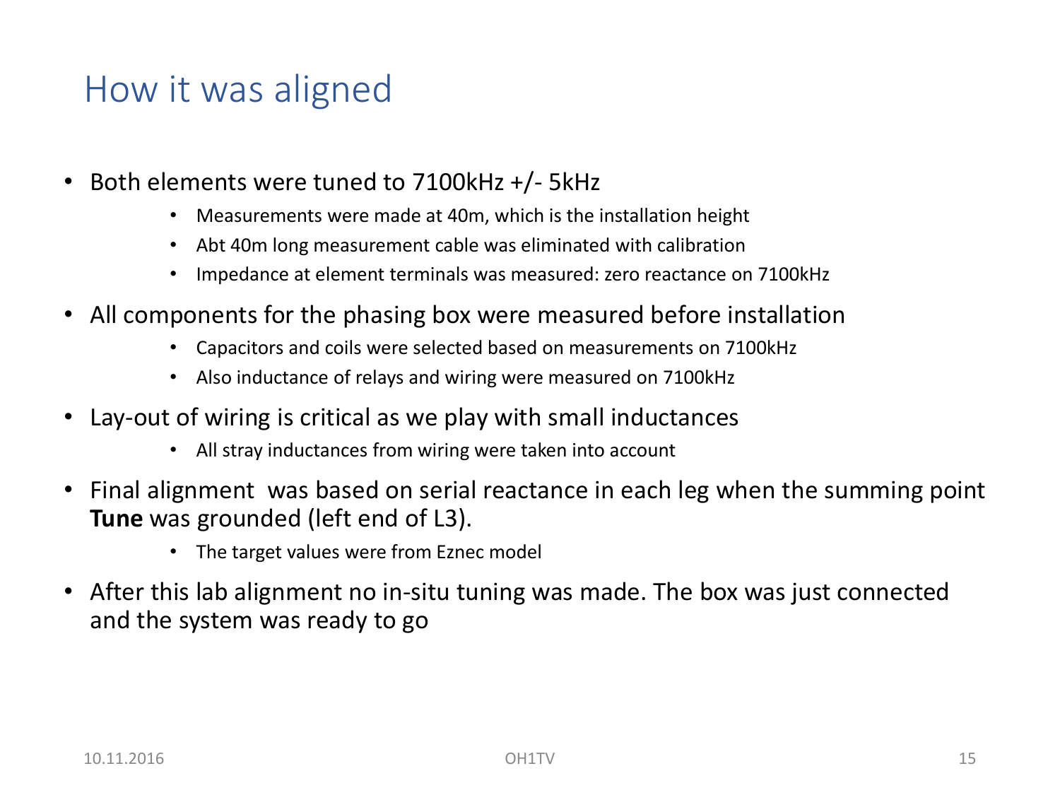# How it was aligned

- Both elements were tuned to 7100kHz +/- 5kHz
  - Measurements were made at 40m, which is the installation height
  - Abt 40m long measurement cable was eliminated with calibration
  - Impedance at element terminals was measured: zero reactance on 7100kHz
- All components for the phasing box were measured before installation
  - Capacitors and coils were selected based on measurements on 7100kHz
  - Also inductance of relays and wiring were measured on 7100kHz
- Lay-out of wiring is critical as we play with small inductances
  - All stray inductances from wiring were taken into account
- Final alignment was based on serial reactance in each leg when the summing point **Tune** was grounded (left end of L3).
  - The target values were from Eznec model
- After this lab alignment no in-situ tuning was made. The box was just connected and the system was ready to go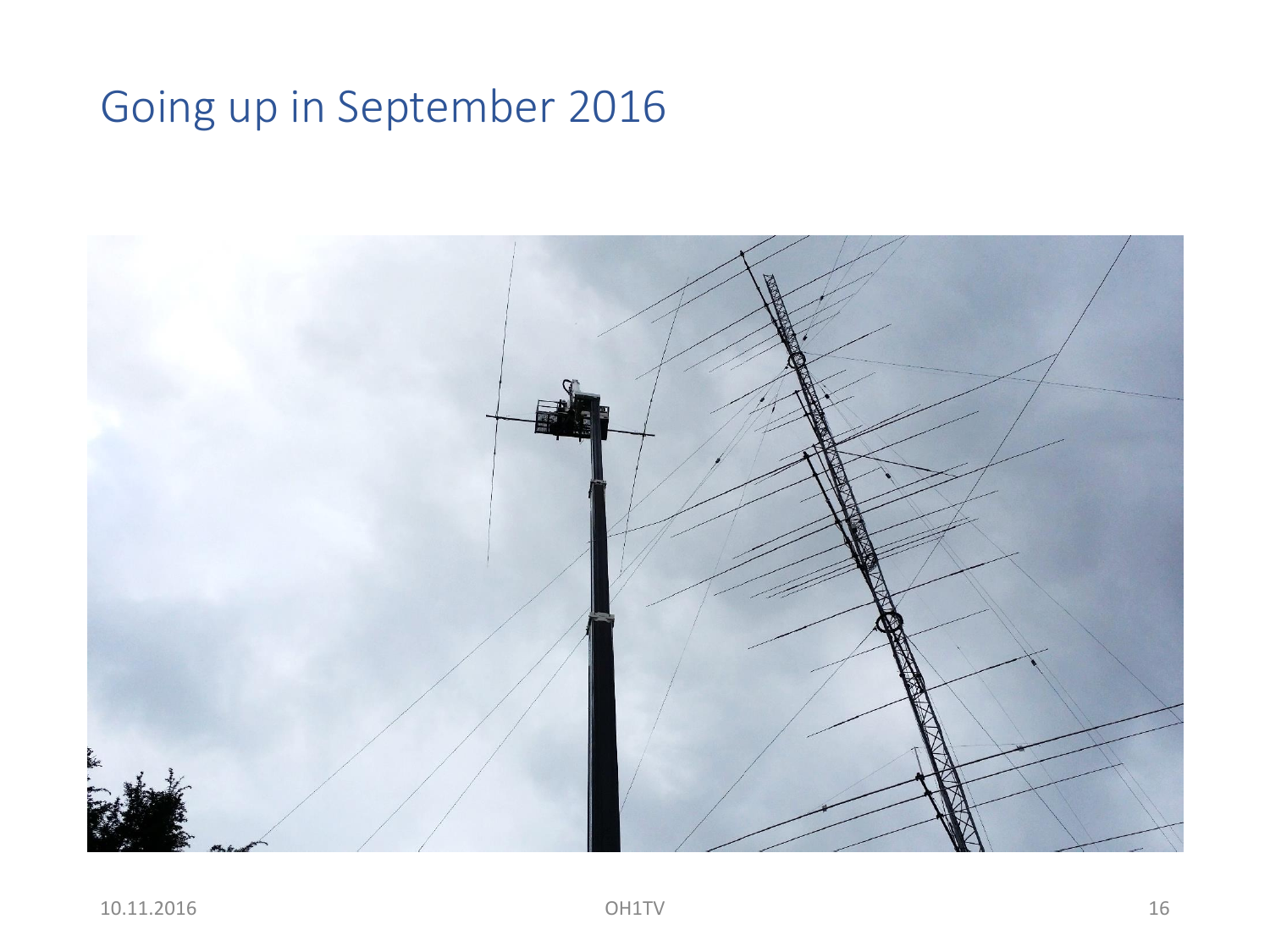# Going up in September 2016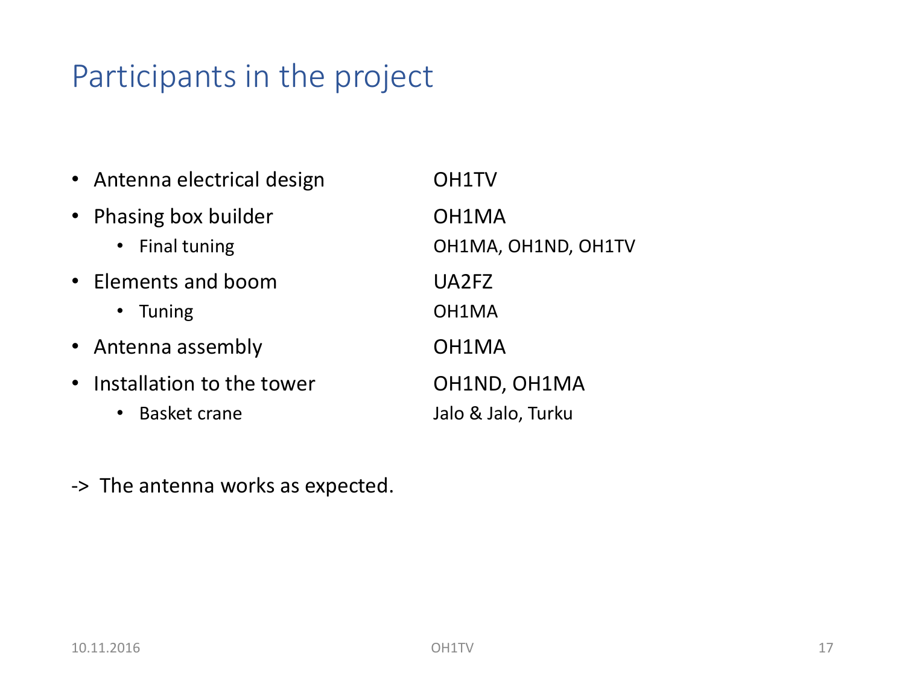# Participants in the project

- Antenna electrical design — OH1TV
- Phasing box builder — OH1MA
    - Final tuning — OH1MA, OH1ND, OH1TV
- Elements and boom — UA2FZ
    - Tuning — OH1MA
- Antenna assembly — OH1MA
- Installation to the tower — OH1ND, OH1MA
    - Basket crane — Jalo & Jalo, Turku

-> The antenna works as expected.